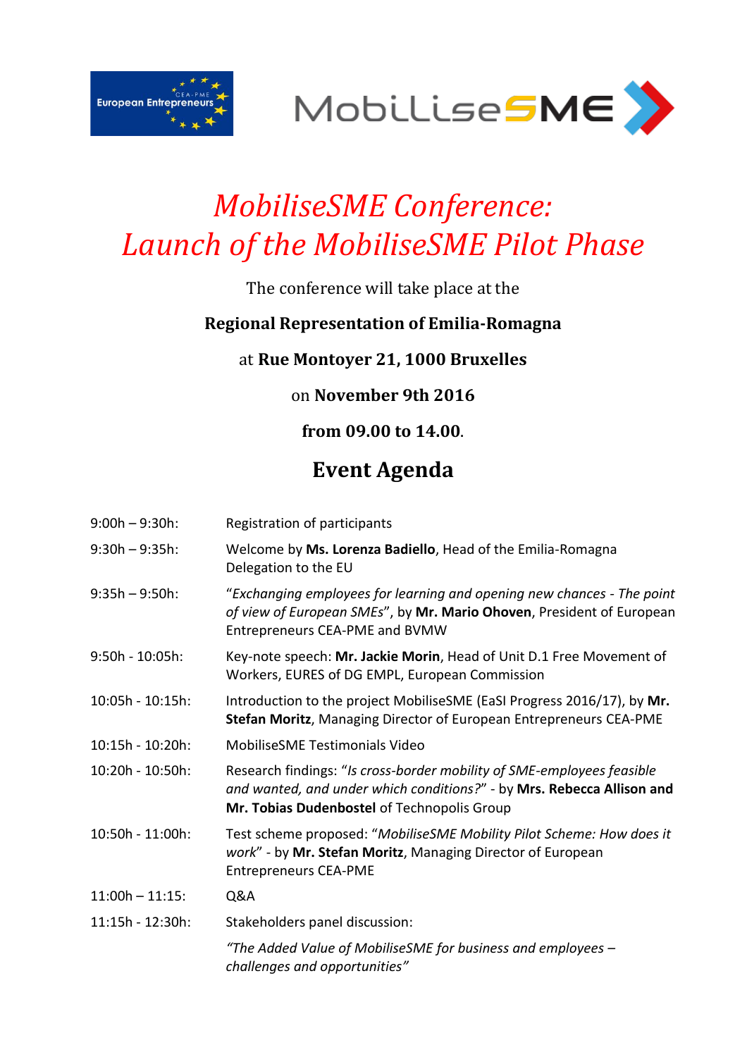# *MobiliseSME Conference: Launch of the MobiliseSME Pilot Phase*

The conference will take place at the

**Regional Representation of Emilia-Romagna**

at **Rue Montoyer 21, 1000 Bruxelles**

on **November 9th 2016**

**from 09.00 to 14.00**.

## Event Agenda

| | |
|---|---|
| 9:00h – 9:30h: | Registration of participants |
| 9:30h – 9:35h: | Welcome by **Ms. Lorenza Badiello**, Head of the Emilia-Romagna Delegation to the EU |
| 9:35h – 9:50h: | "*Exchanging employees for learning and opening new chances - The point of view of European SMEs*", by **Mr. Mario Ohoven**, President of European Entrepreneurs CEA-PME and BVMW |
| 9:50h - 10:05h: | Key-note speech: **Mr. Jackie Morin**, Head of Unit D.1 Free Movement of Workers, EURES of DG EMPL, European Commission |
| 10:05h - 10:15h: | Introduction to the project MobiliseSME (EaSI Progress 2016/17), by **Mr. Stefan Moritz**, Managing Director of European Entrepreneurs CEA-PME |
| 10:15h - 10:20h: | MobiliseSME Testimonials Video |
| 10:20h - 10:50h: | Research findings: "*Is cross-border mobility of SME-employees feasible and wanted, and under which conditions?*" - by **Mrs. Rebecca Allison and Mr. Tobias Dudenbostel** of Technopolis Group |
| 10:50h - 11:00h: | Test scheme proposed: "*MobiliseSME Mobility Pilot Scheme: How does it work*" - by **Mr. Stefan Moritz**, Managing Director of European Entrepreneurs CEA-PME |
| 11:00h – 11:15: | Q&A |
| 11:15h - 12:30h: | Stakeholders panel discussion: *"The Added Value of MobiliseSME for business and employees – challenges and opportunities"* |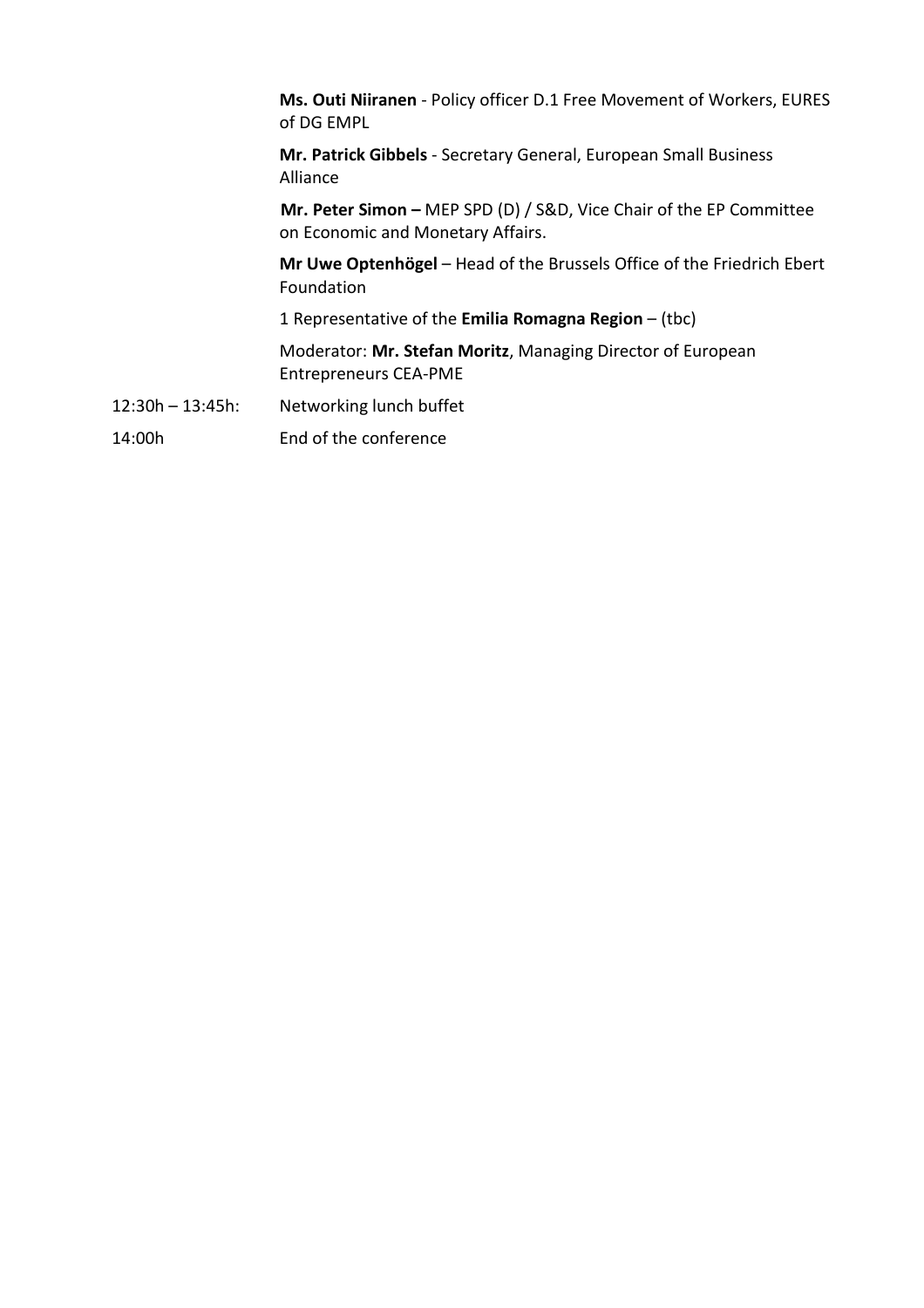**Ms. Outi Niiranen** - Policy officer D.1 Free Movement of Workers, EURES of DG EMPL

**Mr. Patrick Gibbels** - Secretary General, European Small Business Alliance

**Mr. Peter Simon –** MEP SPD (D) / S&D, Vice Chair of the EP Committee on Economic and Monetary Affairs.

**Mr Uwe Optenhögel** – Head of the Brussels Office of the Friedrich Ebert Foundation

1 Representative of the **Emilia Romagna Region** – (tbc)

Moderator: **Mr. Stefan Moritz**, Managing Director of European Entrepreneurs CEA-PME

12:30h – 13:45h: Networking lunch buffet

14:00h End of the conference